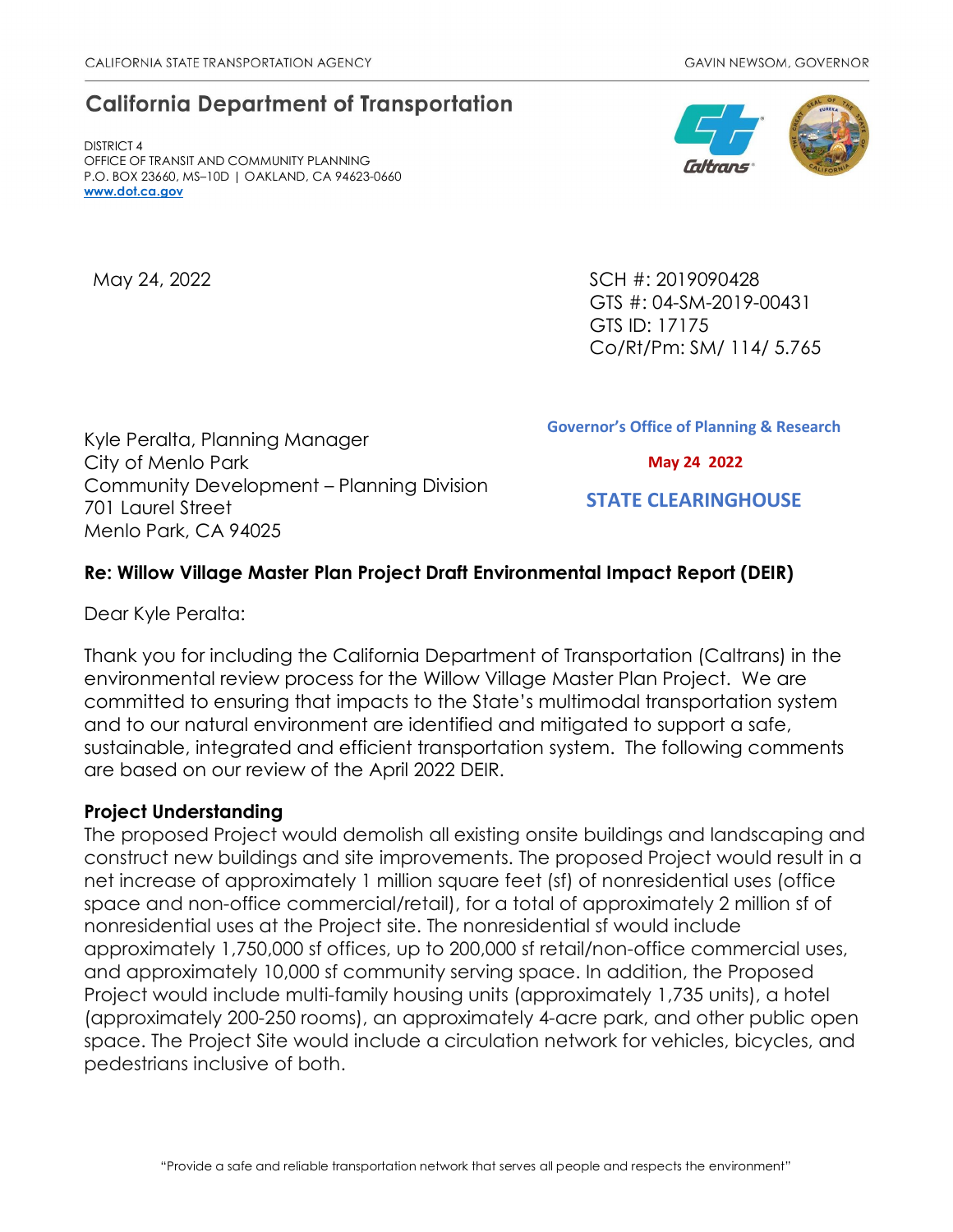CALIFORNIA STATE TRANSPORTATION AGENCY

GAVIN NEWSOM, GOVERNOR

## California Department of Transportation

DISTRICT 4
OFFICE OF TRANSIT AND COMMUNITY PLANNING
P.O. BOX 23660, MS–10D | OAKLAND, CA 94623-0660
www.dot.ca.gov

May 24, 2022

SCH #: 2019090428
GTS #: 04-SM-2019-00431
GTS ID: 17175
Co/Rt/Pm: SM/ 114/ 5.765

Governor's Office of Planning & Research

May 24 2022

STATE CLEARINGHOUSE

Kyle Peralta, Planning Manager
City of Menlo Park
Community Development – Planning Division
701 Laurel Street
Menlo Park, CA 94025

**Re: Willow Village Master Plan Project Draft Environmental Impact Report (DEIR)**

Dear Kyle Peralta:

Thank you for including the California Department of Transportation (Caltrans) in the environmental review process for the Willow Village Master Plan Project. We are committed to ensuring that impacts to the State's multimodal transportation system and to our natural environment are identified and mitigated to support a safe, sustainable, integrated and efficient transportation system. The following comments are based on our review of the April 2022 DEIR.

**Project Understanding**

The proposed Project would demolish all existing onsite buildings and landscaping and construct new buildings and site improvements. The proposed Project would result in a net increase of approximately 1 million square feet (sf) of nonresidential uses (office space and non-office commercial/retail), for a total of approximately 2 million sf of nonresidential uses at the Project site. The nonresidential sf would include approximately 1,750,000 sf offices, up to 200,000 sf retail/non-office commercial uses, and approximately 10,000 sf community serving space. In addition, the Proposed Project would include multi-family housing units (approximately 1,735 units), a hotel (approximately 200-250 rooms), an approximately 4-acre park, and other public open space. The Project Site would include a circulation network for vehicles, bicycles, and pedestrians inclusive of both.

"Provide a safe and reliable transportation network that serves all people and respects the environment"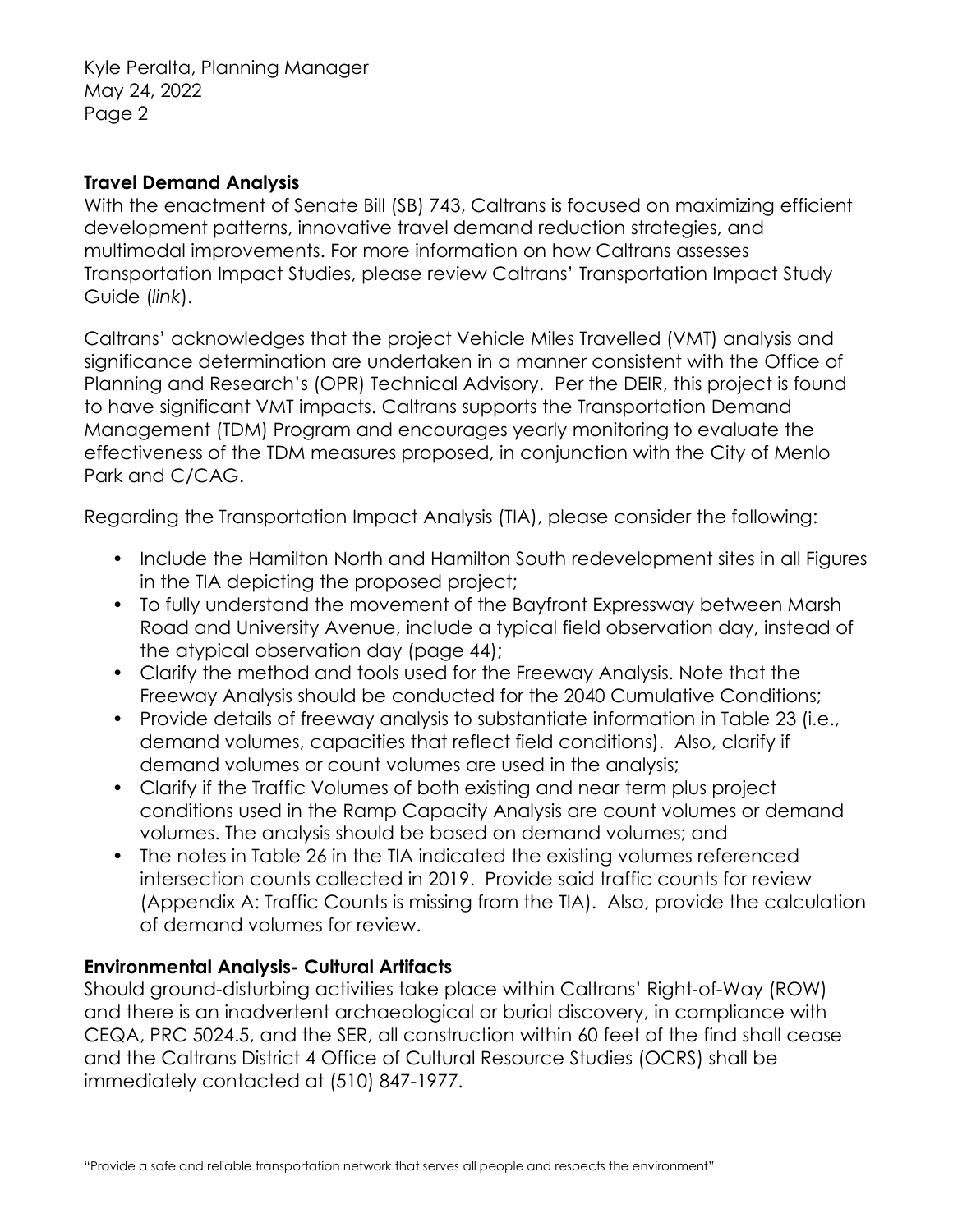**Travel Demand Analysis**

With the enactment of Senate Bill (SB) 743, Caltrans is focused on maximizing efficient development patterns, innovative travel demand reduction strategies, and multimodal improvements. For more information on how Caltrans assesses Transportation Impact Studies, please review Caltrans' Transportation Impact Study Guide (*link*).

Caltrans' acknowledges that the project Vehicle Miles Travelled (VMT) analysis and significance determination are undertaken in a manner consistent with the Office of Planning and Research's (OPR) Technical Advisory. Per the DEIR, this project is found to have significant VMT impacts. Caltrans supports the Transportation Demand Management (TDM) Program and encourages yearly monitoring to evaluate the effectiveness of the TDM measures proposed, in conjunction with the City of Menlo Park and C/CAG.

Regarding the Transportation Impact Analysis (TIA), please consider the following:

- Include the Hamilton North and Hamilton South redevelopment sites in all Figures in the TIA depicting the proposed project;
- To fully understand the movement of the Bayfront Expressway between Marsh Road and University Avenue, include a typical field observation day, instead of the atypical observation day (page 44);
- Clarify the method and tools used for the Freeway Analysis. Note that the Freeway Analysis should be conducted for the 2040 Cumulative Conditions;
- Provide details of freeway analysis to substantiate information in Table 23 (i.e., demand volumes, capacities that reflect field conditions). Also, clarify if demand volumes or count volumes are used in the analysis;
- Clarify if the Traffic Volumes of both existing and near term plus project conditions used in the Ramp Capacity Analysis are count volumes or demand volumes. The analysis should be based on demand volumes; and
- The notes in Table 26 in the TIA indicated the existing volumes referenced intersection counts collected in 2019. Provide said traffic counts for review (Appendix A: Traffic Counts is missing from the TIA). Also, provide the calculation of demand volumes for review.

**Environmental Analysis- Cultural Artifacts**

Should ground-disturbing activities take place within Caltrans' Right-of-Way (ROW) and there is an inadvertent archaeological or burial discovery, in compliance with CEQA, PRC 5024.5, and the SER, all construction within 60 feet of the find shall cease and the Caltrans District 4 Office of Cultural Resource Studies (OCRS) shall be immediately contacted at (510) 847-1977.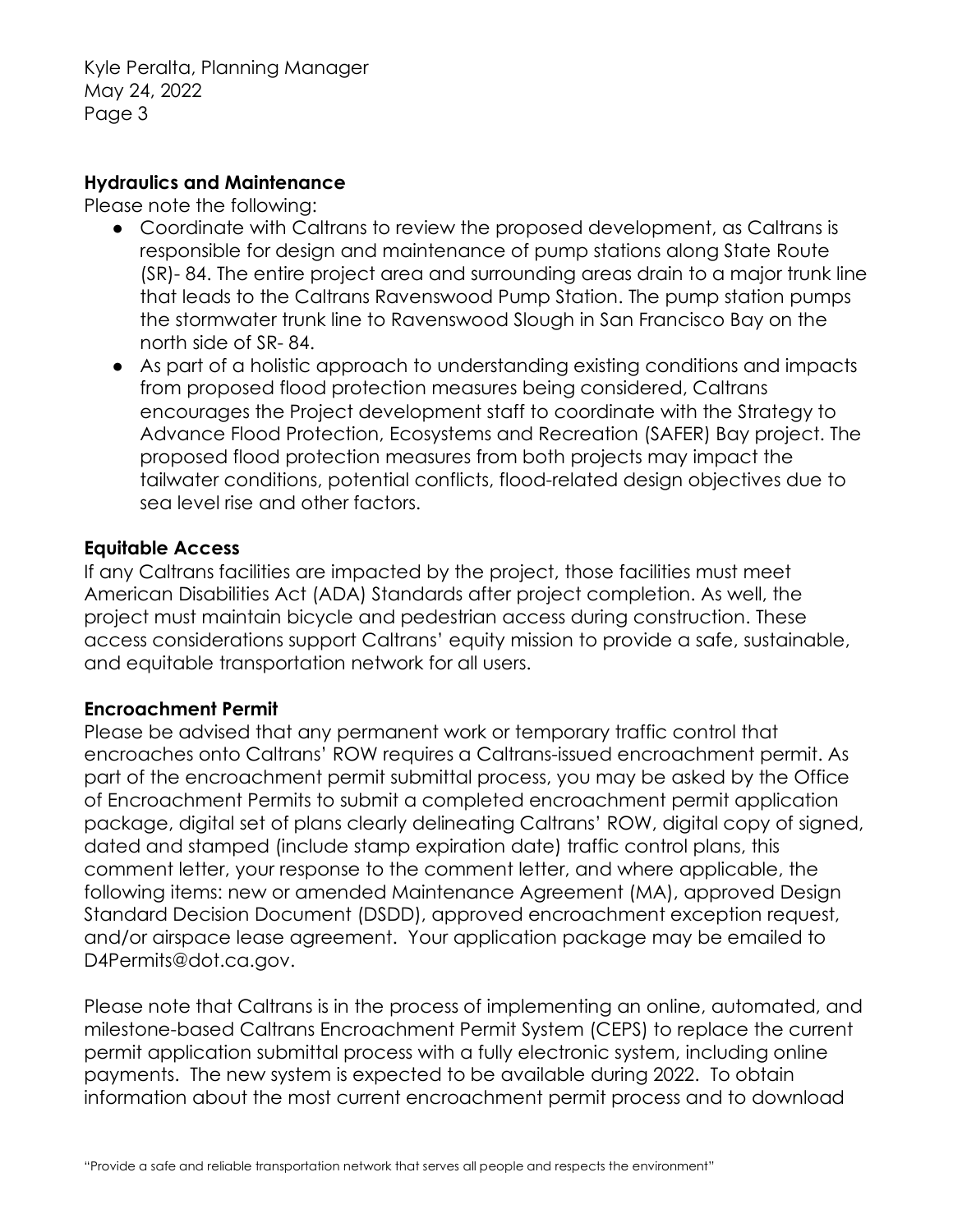## Hydraulics and Maintenance

Please note the following:

- Coordinate with Caltrans to review the proposed development, as Caltrans is responsible for design and maintenance of pump stations along State Route (SR)- 84. The entire project area and surrounding areas drain to a major trunk line that leads to the Caltrans Ravenswood Pump Station. The pump station pumps the stormwater trunk line to Ravenswood Slough in San Francisco Bay on the north side of SR- 84.
- As part of a holistic approach to understanding existing conditions and impacts from proposed flood protection measures being considered, Caltrans encourages the Project development staff to coordinate with the Strategy to Advance Flood Protection, Ecosystems and Recreation (SAFER) Bay project. The proposed flood protection measures from both projects may impact the tailwater conditions, potential conflicts, flood-related design objectives due to sea level rise and other factors.

## Equitable Access

If any Caltrans facilities are impacted by the project, those facilities must meet American Disabilities Act (ADA) Standards after project completion. As well, the project must maintain bicycle and pedestrian access during construction. These access considerations support Caltrans' equity mission to provide a safe, sustainable, and equitable transportation network for all users.

## Encroachment Permit

Please be advised that any permanent work or temporary traffic control that encroaches onto Caltrans' ROW requires a Caltrans-issued encroachment permit. As part of the encroachment permit submittal process, you may be asked by the Office of Encroachment Permits to submit a completed encroachment permit application package, digital set of plans clearly delineating Caltrans' ROW, digital copy of signed, dated and stamped (include stamp expiration date) traffic control plans, this comment letter, your response to the comment letter, and where applicable, the following items: new or amended Maintenance Agreement (MA), approved Design Standard Decision Document (DSDD), approved encroachment exception request, and/or airspace lease agreement. Your application package may be emailed to D4Permits@dot.ca.gov.

Please note that Caltrans is in the process of implementing an online, automated, and milestone-based Caltrans Encroachment Permit System (CEPS) to replace the current permit application submittal process with a fully electronic system, including online payments. The new system is expected to be available during 2022. To obtain information about the most current encroachment permit process and to download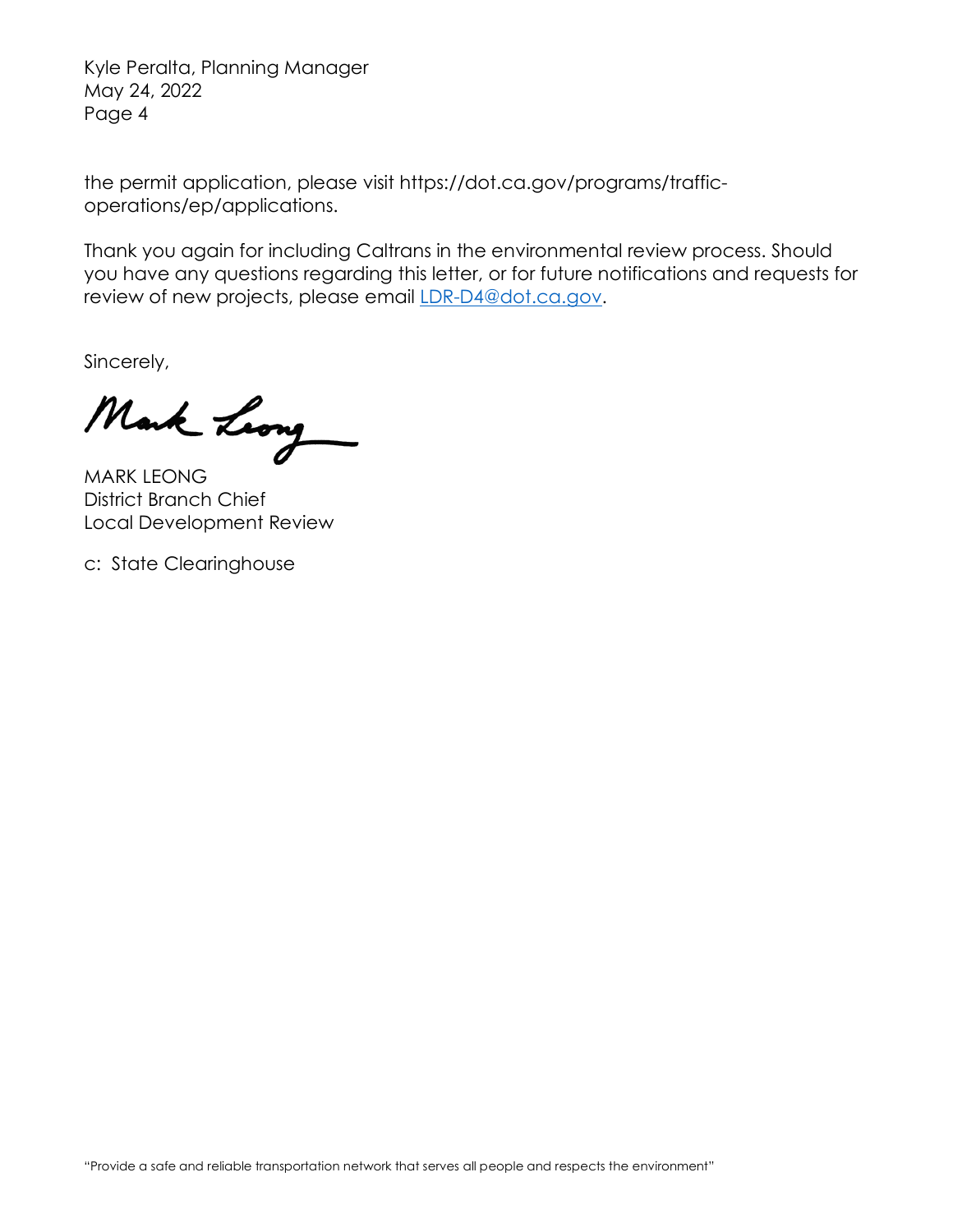the permit application, please visit https://dot.ca.gov/programs/traffic-operations/ep/applications.

Thank you again for including Caltrans in the environmental review process. Should you have any questions regarding this letter, or for future notifications and requests for review of new projects, please email LDR-D4@dot.ca.gov.

Sincerely,

Mark Leong

MARK LEONG
District Branch Chief
Local Development Review

c: State Clearinghouse